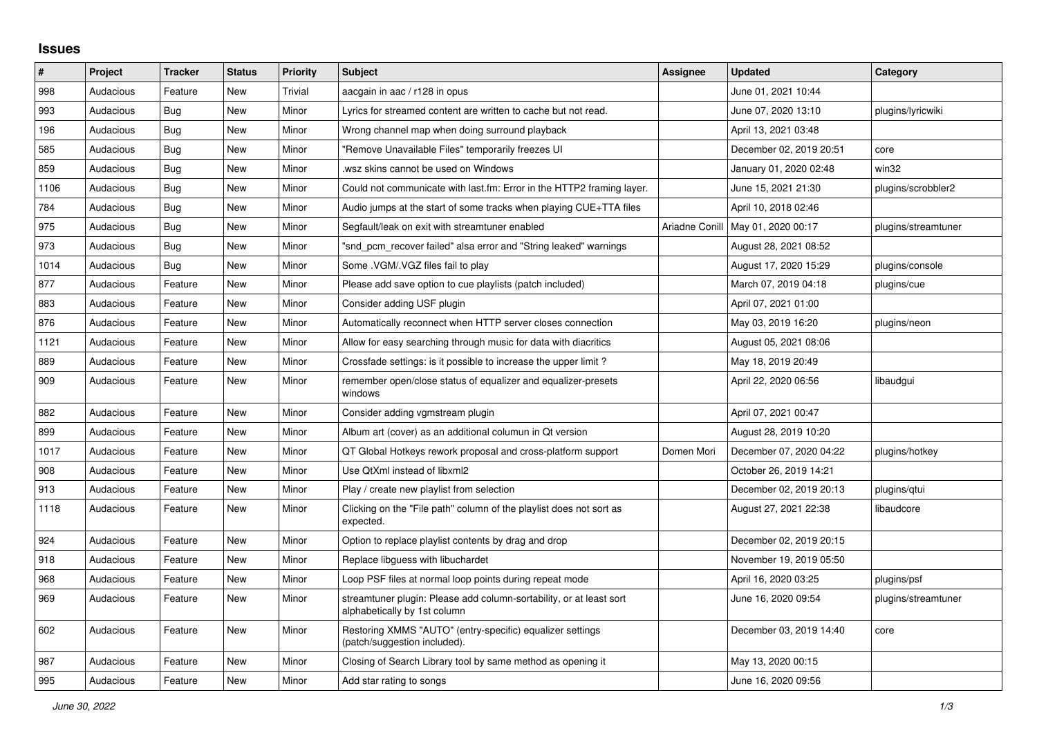# Issues

| # | Project | Tracker | Status | Priority | Subject | Assignee | Updated | Category |
|---|---|---|---|---|---|---|---|---|
| 998 | Audacious | Feature | New | Trivial | aacgain in aac / r128 in opus | | June 01, 2021 10:44 | |
| 993 | Audacious | Bug | New | Minor | Lyrics for streamed content are written to cache but not read. | | June 07, 2020 13:10 | plugins/lyricwiki |
| 196 | Audacious | Bug | New | Minor | Wrong channel map when doing surround playback | | April 13, 2021 03:48 | |
| 585 | Audacious | Bug | New | Minor | "Remove Unavailable Files" temporarily freezes UI | | December 02, 2019 20:51 | core |
| 859 | Audacious | Bug | New | Minor | .wsz skins cannot be used on Windows | | January 01, 2020 02:48 | win32 |
| 1106 | Audacious | Bug | New | Minor | Could not communicate with last.fm: Error in the HTTP2 framing layer. | | June 15, 2021 21:30 | plugins/scrobbler2 |
| 784 | Audacious | Bug | New | Minor | Audio jumps at the start of some tracks when playing CUE+TTA files | | April 10, 2018 02:46 | |
| 975 | Audacious | Bug | New | Minor | Segfault/leak on exit with streamtuner enabled | Ariadne Conill | May 01, 2020 00:17 | plugins/streamtuner |
| 973 | Audacious | Bug | New | Minor | "snd_pcm_recover failed" alsa error and "String leaked" warnings | | August 28, 2021 08:52 | |
| 1014 | Audacious | Bug | New | Minor | Some .VGM/.VGZ files fail to play | | August 17, 2020 15:29 | plugins/console |
| 877 | Audacious | Feature | New | Minor | Please add save option to cue playlists (patch included) | | March 07, 2019 04:18 | plugins/cue |
| 883 | Audacious | Feature | New | Minor | Consider adding USF plugin | | April 07, 2021 01:00 | |
| 876 | Audacious | Feature | New | Minor | Automatically reconnect when HTTP server closes connection | | May 03, 2019 16:20 | plugins/neon |
| 1121 | Audacious | Feature | New | Minor | Allow for easy searching through music for data with diacritics | | August 05, 2021 08:06 | |
| 889 | Audacious | Feature | New | Minor | Crossfade settings: is it possible to increase the upper limit ? | | May 18, 2019 20:49 | |
| 909 | Audacious | Feature | New | Minor | remember open/close status of equalizer and equalizer-presets windows | | April 22, 2020 06:56 | libaudgui |
| 882 | Audacious | Feature | New | Minor | Consider adding vgmstream plugin | | April 07, 2021 00:47 | |
| 899 | Audacious | Feature | New | Minor | Album art (cover) as an additional columun in Qt version | | August 28, 2019 10:20 | |
| 1017 | Audacious | Feature | New | Minor | QT Global Hotkeys rework proposal and cross-platform support | Domen Mori | December 07, 2020 04:22 | plugins/hotkey |
| 908 | Audacious | Feature | New | Minor | Use QtXml instead of libxml2 | | October 26, 2019 14:21 | |
| 913 | Audacious | Feature | New | Minor | Play / create new playlist from selection | | December 02, 2019 20:13 | plugins/qtui |
| 1118 | Audacious | Feature | New | Minor | Clicking on the "File path" column of the playlist does not sort as expected. | | August 27, 2021 22:38 | libaudcore |
| 924 | Audacious | Feature | New | Minor | Option to replace playlist contents by drag and drop | | December 02, 2019 20:15 | |
| 918 | Audacious | Feature | New | Minor | Replace libguess with libuchardet | | November 19, 2019 05:50 | |
| 968 | Audacious | Feature | New | Minor | Loop PSF files at normal loop points during repeat mode | | April 16, 2020 03:25 | plugins/psf |
| 969 | Audacious | Feature | New | Minor | streamtuner plugin: Please add column-sortability, or at least sort alphabetically by 1st column | | June 16, 2020 09:54 | plugins/streamtuner |
| 602 | Audacious | Feature | New | Minor | Restoring XMMS "AUTO" (entry-specific) equalizer settings (patch/suggestion included). | | December 03, 2019 14:40 | core |
| 987 | Audacious | Feature | New | Minor | Closing of Search Library tool by same method as opening it | | May 13, 2020 00:15 | |
| 995 | Audacious | Feature | New | Minor | Add star rating to songs | | June 16, 2020 09:56 | |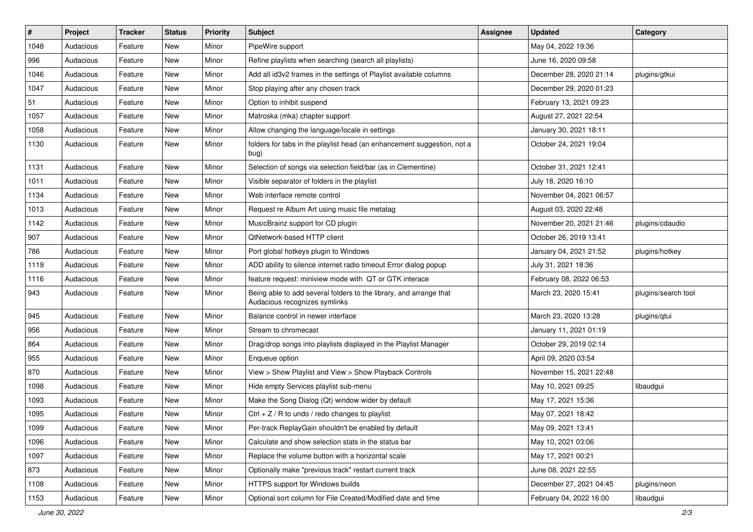| # | Project | Tracker | Status | Priority | Subject | Assignee | Updated | Category |
|---|---|---|---|---|---|---|---|---|
| 1048 | Audacious | Feature | New | Minor | PipeWire support | | May 04, 2022 19:36 | |
| 996 | Audacious | Feature | New | Minor | Refine playlists when searching (search all playlists) | | June 16, 2020 09:58 | |
| 1046 | Audacious | Feature | New | Minor | Add all id3v2 frames in the settings of Playlist available columns | | December 28, 2020 21:14 | plugins/gtkui |
| 1047 | Audacious | Feature | New | Minor | Stop playing after any chosen track | | December 29, 2020 01:23 | |
| 51 | Audacious | Feature | New | Minor | Option to inhibit suspend | | February 13, 2021 09:23 | |
| 1057 | Audacious | Feature | New | Minor | Matroska (mka) chapter support | | August 27, 2021 22:54 | |
| 1058 | Audacious | Feature | New | Minor | Allow changing the language/locale in settings | | January 30, 2021 18:11 | |
| 1130 | Audacious | Feature | New | Minor | folders for tabs in the playlist head (an enhancement suggestion, not a bug) | | October 24, 2021 19:04 | |
| 1131 | Audacious | Feature | New | Minor | Selection of songs via selection field/bar (as in Clementine) | | October 31, 2021 12:41 | |
| 1011 | Audacious | Feature | New | Minor | Visible separator of folders in the playlist | | July 18, 2020 16:10 | |
| 1134 | Audacious | Feature | New | Minor | Web interface remote control | | November 04, 2021 06:57 | |
| 1013 | Audacious | Feature | New | Minor | Request re Album Art using music file metatag | | August 03, 2020 22:48 | |
| 1142 | Audacious | Feature | New | Minor | MusicBrainz support for CD plugin | | November 20, 2021 21:46 | plugins/cdaudio |
| 907 | Audacious | Feature | New | Minor | QtNetwork-based HTTP client | | October 26, 2019 13:41 | |
| 786 | Audacious | Feature | New | Minor | Port global hotkeys plugin to Windows | | January 04, 2021 21:52 | plugins/hotkey |
| 1119 | Audacious | Feature | New | Minor | ADD ability to silence internet radio timeout Error dialog popup | | July 31, 2021 18:36 | |
| 1116 | Audacious | Feature | New | Minor | feature request: miniview mode with QT or GTK interace | | February 08, 2022 06:53 | |
| 943 | Audacious | Feature | New | Minor | Being able to add several folders to the library, and arrange that Audacious recognizes symlinks | | March 23, 2020 15:41 | plugins/search tool |
| 945 | Audacious | Feature | New | Minor | Balance control in newer interface | | March 23, 2020 13:28 | plugins/qtui |
| 956 | Audacious | Feature | New | Minor | Stream to chromecast | | January 11, 2021 01:19 | |
| 864 | Audacious | Feature | New | Minor | Drag/drop songs into playlists displayed in the Playlist Manager | | October 29, 2019 02:14 | |
| 955 | Audacious | Feature | New | Minor | Enqueue option | | April 09, 2020 03:54 | |
| 870 | Audacious | Feature | New | Minor | View > Show Playlist and View > Show Playback Controls | | November 15, 2021 22:48 | |
| 1098 | Audacious | Feature | New | Minor | Hide empty Services playlist sub-menu | | May 10, 2021 09:25 | libaudgui |
| 1093 | Audacious | Feature | New | Minor | Make the Song Dialog (Qt) window wider by default | | May 17, 2021 15:36 | |
| 1095 | Audacious | Feature | New | Minor | Ctrl + Z / R to undo / redo changes to playlist | | May 07, 2021 18:42 | |
| 1099 | Audacious | Feature | New | Minor | Per-track ReplayGain shouldn't be enabled by default | | May 09, 2021 13:41 | |
| 1096 | Audacious | Feature | New | Minor | Calculate and show selection stats in the status bar | | May 10, 2021 03:06 | |
| 1097 | Audacious | Feature | New | Minor | Replace the volume button with a horizontal scale | | May 17, 2021 00:21 | |
| 873 | Audacious | Feature | New | Minor | Optionally make "previous track" restart current track | | June 08, 2021 22:55 | |
| 1108 | Audacious | Feature | New | Minor | HTTPS support for Windows builds | | December 27, 2021 04:45 | plugins/neon |
| 1153 | Audacious | Feature | New | Minor | Optional sort column for File Created/Modified date and time | | February 04, 2022 16:00 | libaudgui |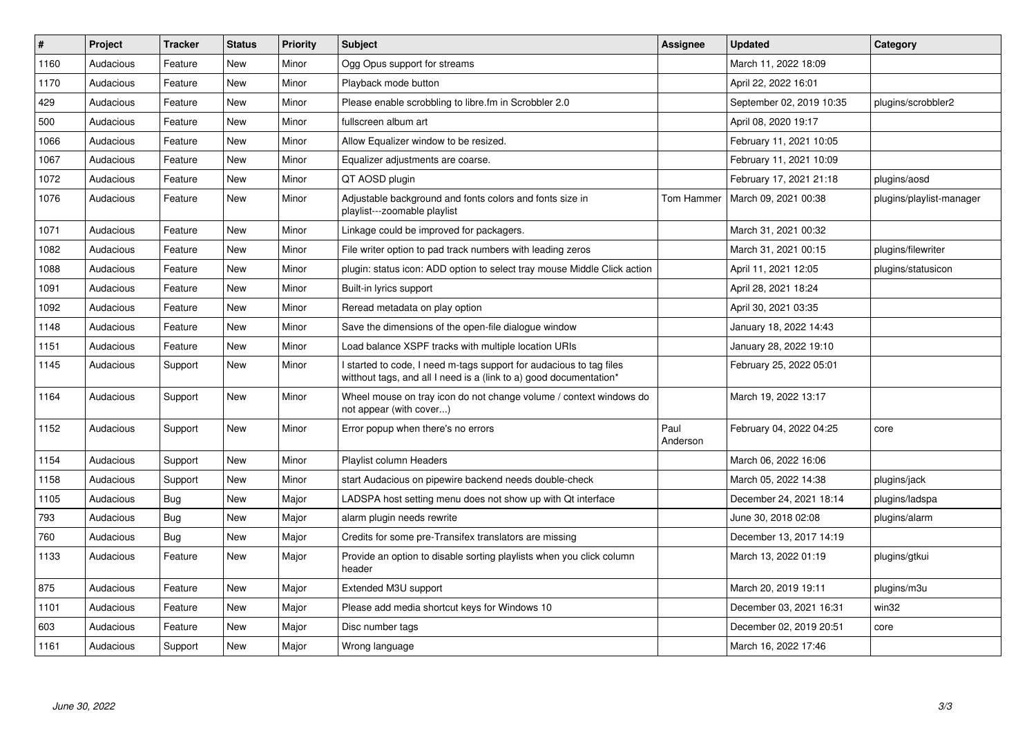| # | Project | Tracker | Status | Priority | Subject | Assignee | Updated | Category |
|---|---|---|---|---|---|---|---|---|
| 1160 | Audacious | Feature | New | Minor | Ogg Opus support for streams | | March 11, 2022 18:09 | |
| 1170 | Audacious | Feature | New | Minor | Playback mode button | | April 22, 2022 16:01 | |
| 429 | Audacious | Feature | New | Minor | Please enable scrobbling to libre.fm in Scrobbler 2.0 | | September 02, 2019 10:35 | plugins/scrobbler2 |
| 500 | Audacious | Feature | New | Minor | fullscreen album art | | April 08, 2020 19:17 | |
| 1066 | Audacious | Feature | New | Minor | Allow Equalizer window to be resized. | | February 11, 2021 10:05 | |
| 1067 | Audacious | Feature | New | Minor | Equalizer adjustments are coarse. | | February 11, 2021 10:09 | |
| 1072 | Audacious | Feature | New | Minor | QT AOSD plugin | | February 17, 2021 21:18 | plugins/aosd |
| 1076 | Audacious | Feature | New | Minor | Adjustable background and fonts colors and fonts size in playlist---zoomable playlist | Tom Hammer | March 09, 2021 00:38 | plugins/playlist-manager |
| 1071 | Audacious | Feature | New | Minor | Linkage could be improved for packagers. | | March 31, 2021 00:32 | |
| 1082 | Audacious | Feature | New | Minor | File writer option to pad track numbers with leading zeros | | March 31, 2021 00:15 | plugins/filewriter |
| 1088 | Audacious | Feature | New | Minor | plugin: status icon: ADD option to select tray mouse Middle Click action | | April 11, 2021 12:05 | plugins/statusicon |
| 1091 | Audacious | Feature | New | Minor | Built-in lyrics support | | April 28, 2021 18:24 | |
| 1092 | Audacious | Feature | New | Minor | Reread metadata on play option | | April 30, 2021 03:35 | |
| 1148 | Audacious | Feature | New | Minor | Save the dimensions of the open-file dialogue window | | January 18, 2022 14:43 | |
| 1151 | Audacious | Feature | New | Minor | Load balance XSPF tracks with multiple location URIs | | January 28, 2022 19:10 | |
| 1145 | Audacious | Support | New | Minor | I started to code, I need m-tags support for audacious to tag files witthout tags, and all I need is a (link to a) good documentation* | | February 25, 2022 05:01 | |
| 1164 | Audacious | Support | New | Minor | Wheel mouse on tray icon do not change volume / context windows do not appear (with cover...) | | March 19, 2022 13:17 | |
| 1152 | Audacious | Support | New | Minor | Error popup when there's no errors | Paul Anderson | February 04, 2022 04:25 | core |
| 1154 | Audacious | Support | New | Minor | Playlist column Headers | | March 06, 2022 16:06 | |
| 1158 | Audacious | Support | New | Minor | start Audacious on pipewire backend needs double-check | | March 05, 2022 14:38 | plugins/jack |
| 1105 | Audacious | Bug | New | Major | LADSPA host setting menu does not show up with Qt interface | | December 24, 2021 18:14 | plugins/ladspa |
| 793 | Audacious | Bug | New | Major | alarm plugin needs rewrite | | June 30, 2018 02:08 | plugins/alarm |
| 760 | Audacious | Bug | New | Major | Credits for some pre-Transifex translators are missing | | December 13, 2017 14:19 | |
| 1133 | Audacious | Feature | New | Major | Provide an option to disable sorting playlists when you click column header | | March 13, 2022 01:19 | plugins/gtkui |
| 875 | Audacious | Feature | New | Major | Extended M3U support | | March 20, 2019 19:11 | plugins/m3u |
| 1101 | Audacious | Feature | New | Major | Please add media shortcut keys for Windows 10 | | December 03, 2021 16:31 | win32 |
| 603 | Audacious | Feature | New | Major | Disc number tags | | December 02, 2019 20:51 | core |
| 1161 | Audacious | Support | New | Major | Wrong language | | March 16, 2022 17:46 | |

*June 30, 2022*